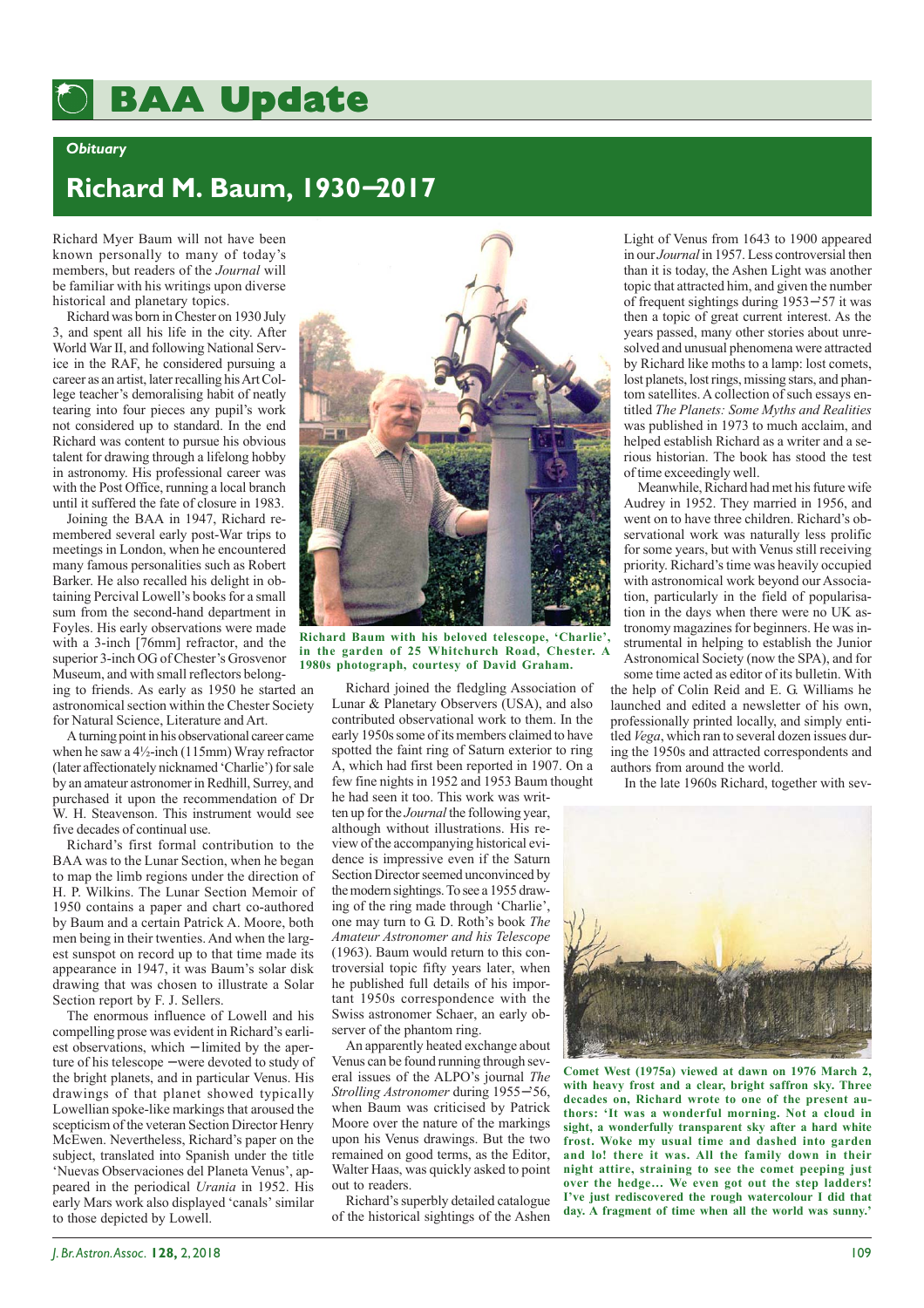# BAA Update

*Obituary*

## Richard M. Baum, 1930–2017

Richard Myer Baum will not have been known personally to many of today's members, but readers of the *Journal* will be familiar with his writings upon diverse historical and planetary topics.

Richard was born in Chester on 1930 July 3, and spent all his life in the city. After World War II, and following National Service in the RAF, he considered pursuing a career as an artist, later recalling his Art College teacher's demoralising habit of neatly tearing into four pieces any pupil's work not considered up to standard. In the end Richard was content to pursue his obvious talent for drawing through a lifelong hobby in astronomy. His professional career was with the Post Office, running a local branch until it suffered the fate of closure in 1983.

Joining the BAA in 1947, Richard remembered several early post-War trips to meetings in London, when he encountered many famous personalities such as Robert Barker. He also recalled his delight in obtaining Percival Lowell's books for a small sum from the second-hand department in Foyles. His early observations were made with a 3-inch [76mm] refractor, and the superior 3-inch OG of Chester's Grosvenor Museum, and with small reflectors belonging to friends. As early as 1950 he started an astronomical section within the Chester Society for Natural Science, Literature and Art.

A turning point in his observational career came when he saw a 4½-inch (115mm) Wray refractor (later affectionately nicknamed 'Charlie') for sale by an amateur astronomer in Redhill, Surrey, and purchased it upon the recommendation of Dr W. H. Steavenson. This instrument would see five decades of continual use.

Richard's first formal contribution to the BAA was to the Lunar Section, when he began to map the limb regions under the direction of H. P. Wilkins. The Lunar Section Memoir of 1950 contains a paper and chart co-authored by Baum and a certain Patrick A. Moore, both men being in their twenties. And when the largest sunspot on record up to that time made its appearance in 1947, it was Baum's solar disk drawing that was chosen to illustrate a Solar Section report by F. J. Sellers.

The enormous influence of Lowell and his compelling prose was evident in Richard's earliest observations, which – limited by the aperture of his telescope – were devoted to study of the bright planets, and in particular Venus. His drawings of that planet showed typically Lowellian spoke-like markings that aroused the scepticism of the veteran Section Director Henry McEwen. Nevertheless, Richard's paper on the subject, translated into Spanish under the title 'Nuevas Observaciones del Planeta Venus', appeared in the periodical *Urania* in 1952. His early Mars work also displayed 'canals' similar to those depicted by Lowell.

Richard Baum with his beloved telescope, 'Charlie', in the garden of 25 Whitchurch Road, Chester. A 1980s photograph, courtesy of David Graham.

Richard joined the fledgling Association of Lunar & Planetary Observers (USA), and also contributed observational work to them. In the early 1950s some of its members claimed to have spotted the faint ring of Saturn exterior to ring A, which had first been reported in 1907. On a few fine nights in 1952 and 1953 Baum thought he had seen it too. This work was written up for the *Journal* the following year, although without illustrations. His review of the accompanying historical evidence is impressive even if the Saturn Section Director seemed unconvinced by the modern sightings. To see a 1955 drawing of the ring made through 'Charlie', one may turn to G. D. Roth's book *The Amateur Astronomer and his Telescope* (1963). Baum would return to this controversial topic fifty years later, when he published full details of his important 1950s correspondence with the Swiss astronomer Schaer, an early observer of the phantom ring.

An apparently heated exchange about Venus can be found running through several issues of the ALPO's journal *The Strolling Astronomer* during 1955–'56, when Baum was criticised by Patrick Moore over the nature of the markings upon his Venus drawings. But the two remained on good terms, as the Editor, Walter Haas, was quickly asked to point out to readers.

Richard's superbly detailed catalogue of the historical sightings of the Ashen Light of Venus from 1643 to 1900 appeared in our *Journal* in 1957. Less controversial then than it is today, the Ashen Light was another topic that attracted him, and given the number of frequent sightings during 1953–'57 it was then a topic of great current interest. As the years passed, many other stories about unresolved and unusual phenomena were attracted by Richard like moths to a lamp: lost comets, lost planets, lost rings, missing stars, and phantom satellites. A collection of such essays entitled *The Planets: Some Myths and Realities* was published in 1973 to much acclaim, and helped establish Richard as a writer and a serious historian. The book has stood the test of time exceedingly well.

Meanwhile, Richard had met his future wife Audrey in 1952. They married in 1956, and went on to have three children. Richard's observational work was naturally less prolific for some years, but with Venus still receiving priority. Richard's time was heavily occupied with astronomical work beyond our Association, particularly in the field of popularisation in the days when there were no UK astronomy magazines for beginners. He was instrumental in helping to establish the Junior Astronomical Society (now the SPA), and for some time acted as editor of its bulletin. With the help of Colin Reid and E. G. Williams he launched and edited a newsletter of his own, professionally printed locally, and simply entitled *Vega*, which ran to several dozen issues during the 1950s and attracted correspondents and authors from around the world.

In the late 1960s Richard, together with sev-

**Comet West (1975a) viewed at dawn on 1976 March 2, with heavy frost and a clear, bright saffron sky. Three decades on, Richard wrote to one of the present authors: 'It was a wonderful morning. Not a cloud in sight, a wonderfully transparent sky after a hard white frost. Woke my usual time and dashed into garden and lo! there it was. All the family down in their night attire, straining to see the comet peeping just over the hedge… We even got out the step ladders! I've just rediscovered the rough watercolour I did that day. A fragment of time when all the world was sunny.'**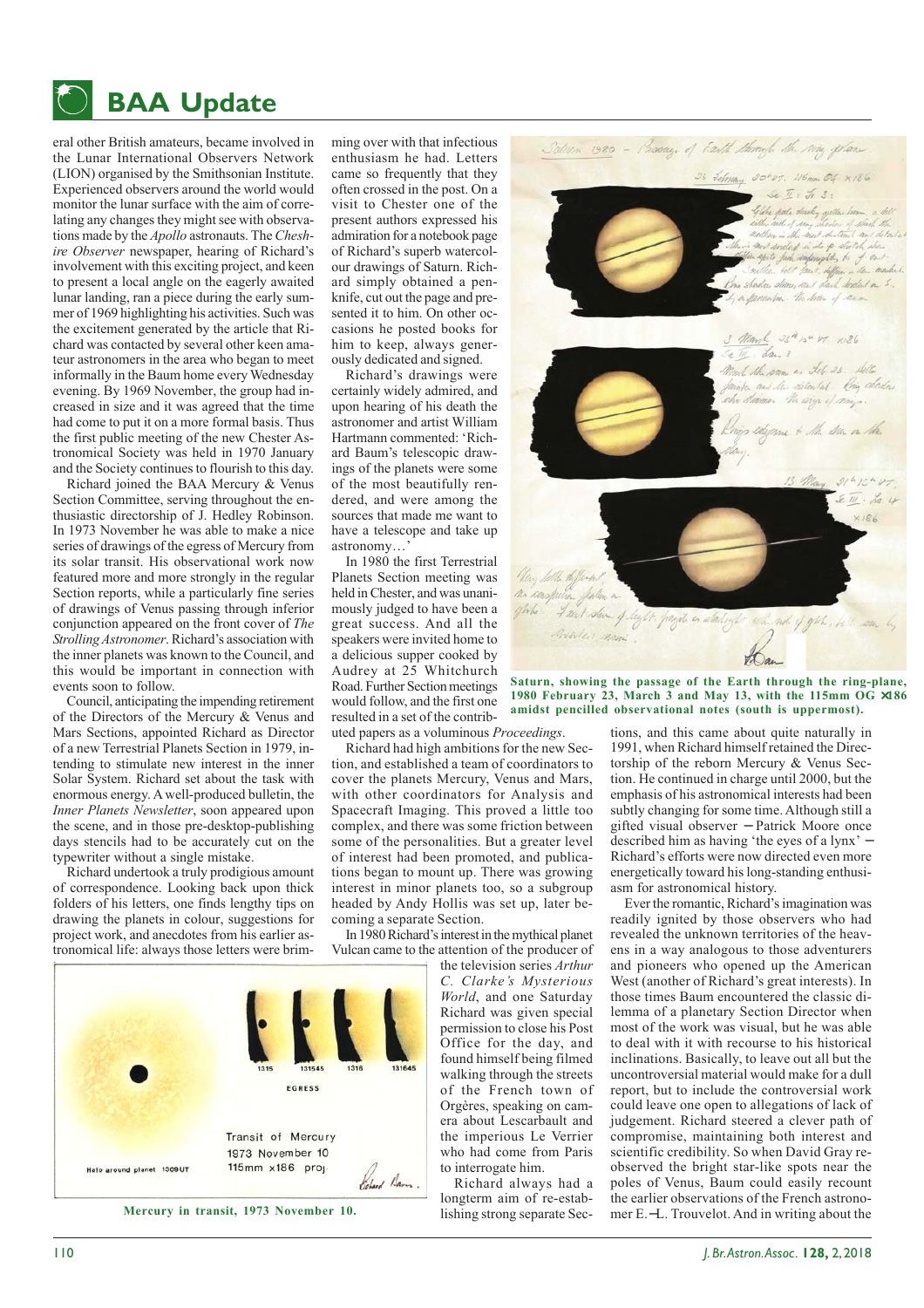## BAA Update

eral other British amateurs, became involved in the Lunar International Observers Network (LION) organised by the Smithsonian Institute. Experienced observers around the world would monitor the lunar surface with the aim of correlating any changes they might see with observations made by the *Apollo* astronauts. The *Cheshire Observer* newspaper, hearing of Richard's involvement with this exciting project, and keen to present a local angle on the eagerly awaited lunar landing, ran a piece during the early summer of 1969 highlighting his activities. Such was the excitement generated by the article that Richard was contacted by several other keen amateur astronomers in the area who began to meet informally in the Baum home every Wednesday evening. By 1969 November, the group had increased in size and it was agreed that the time had come to put it on a more formal basis. Thus the first public meeting of the new Chester Astronomical Society was held in 1970 January and the Society continues to flourish to this day.

Richard joined the BAA Mercury & Venus Section Committee, serving throughout the enthusiastic directorship of J. Hedley Robinson. In 1973 November he was able to make a nice series of drawings of the egress of Mercury from its solar transit. His observational work now featured more and more strongly in the regular Section reports, while a particularly fine series of drawings of Venus passing through inferior conjunction appeared on the front cover of *The Strolling Astronomer*. Richard's association with the inner planets was known to the Council, and this would be important in connection with events soon to follow.

Council, anticipating the impending retirement of the Directors of the Mercury & Venus and Mars Sections, appointed Richard as Director of a new Terrestrial Planets Section in 1979, intending to stimulate new interest in the inner Solar System. Richard set about the task with enormous energy. A well-produced bulletin, the *Inner Planets Newsletter*, soon appeared upon the scene, and in those pre-desktop-publishing days stencils had to be accurately cut on the typewriter without a single mistake.

Richard undertook a truly prodigious amount of correspondence. Looking back upon thick folders of his letters, one finds lengthy tips on drawing the planets in colour, suggestions for project work, and anecdotes from his earlier astronomical life: always those letters were brimming over with that infectious enthusiasm he had. Letters came so frequently that they often crossed in the post. On a visit to Chester one of the present authors expressed his admiration for a notebook page of Richard's superb watercolour drawings of Saturn. Richard simply obtained a penknife, cut out the page and presented it to him. On other occasions he posted books for him to keep, always generously dedicated and signed.

Richard's drawings were certainly widely admired, and upon hearing of his death the astronomer and artist William Hartmann commented: 'Richard Baum's telescopic drawings of the planets were some of the most beautifully rendered, and were among the sources that made me want to have a telescope and take up astronomy…'

In 1980 the first Terrestrial Planets Section meeting was held in Chester, and was unanimously judged to have been a great success. And all the speakers were invited home to a delicious supper cooked by Audrey at 25 Whitchurch Road. Further Section meetings would follow, and the first one resulted in a set of the contributed papers as a voluminous *Proceedings*.

Richard had high ambitions for the new Section, and established a team of coordinators to cover the planets Mercury, Venus and Mars, with other coordinators for Analysis and Spacecraft Imaging. This proved a little too complex, and there was some friction between some of the personalities. But a greater level of interest had been promoted, and publications began to mount up. There was growing interest in minor planets too, so a subgroup headed by Andy Hollis was set up, later becoming a separate Section.

In 1980 Richard's interest in the mythical planet Vulcan came to the attention of the producer of the television series *Arthur C. Clarke's Mysterious World*, and one Saturday Richard was given special permission to close his Post Office for the day, and found himself being filmed walking through the streets of the French town of Orgères, speaking on camera about Lescarbault and the imperious Le Verrier who had come from Paris to interrogate him.

Richard always had a longterm aim of re-establishing strong separate Sections, and this came about quite naturally in 1991, when Richard himself retained the Directorship of the reborn Mercury & Venus Section. He continued in charge until 2000, but the emphasis of his astronomical interests had been subtly changing for some time. Although still a gifted visual observer – Patrick Moore once described him as having 'the eyes of a lynx' – Richard's efforts were now directed even more energetically toward his long-standing enthusiasm for astronomical history.

Ever the romantic, Richard's imagination was readily ignited by those observers who had revealed the unknown territories of the heavens in a way analogous to those adventurers and pioneers who opened up the American West (another of Richard's great interests). In those times Baum encountered the classic dilemma of a planetary Section Director when most of the work was visual, but he was able to deal with it with recourse to his historical inclinations. Basically, to leave out all but the uncontroversial material would make for a dull report, but to include the controversial work could leave one open to allegations of lack of judgement. Richard steered a clever path of compromise, maintaining both interest and scientific credibility. So when David Gray re-observed the bright star-like spots near the poles of Venus, Baum could easily recount the earlier observations of the French astronomer E.-L. Trouvelot. And in writing about the

**Saturn, showing the passage of the Earth through the ring-plane, 1980 February 23, March 3 and May 13, with the 115mm OG ×186 amidst pencilled observational notes (south is uppermost).**

**Mercury in transit, 1973 November 10.**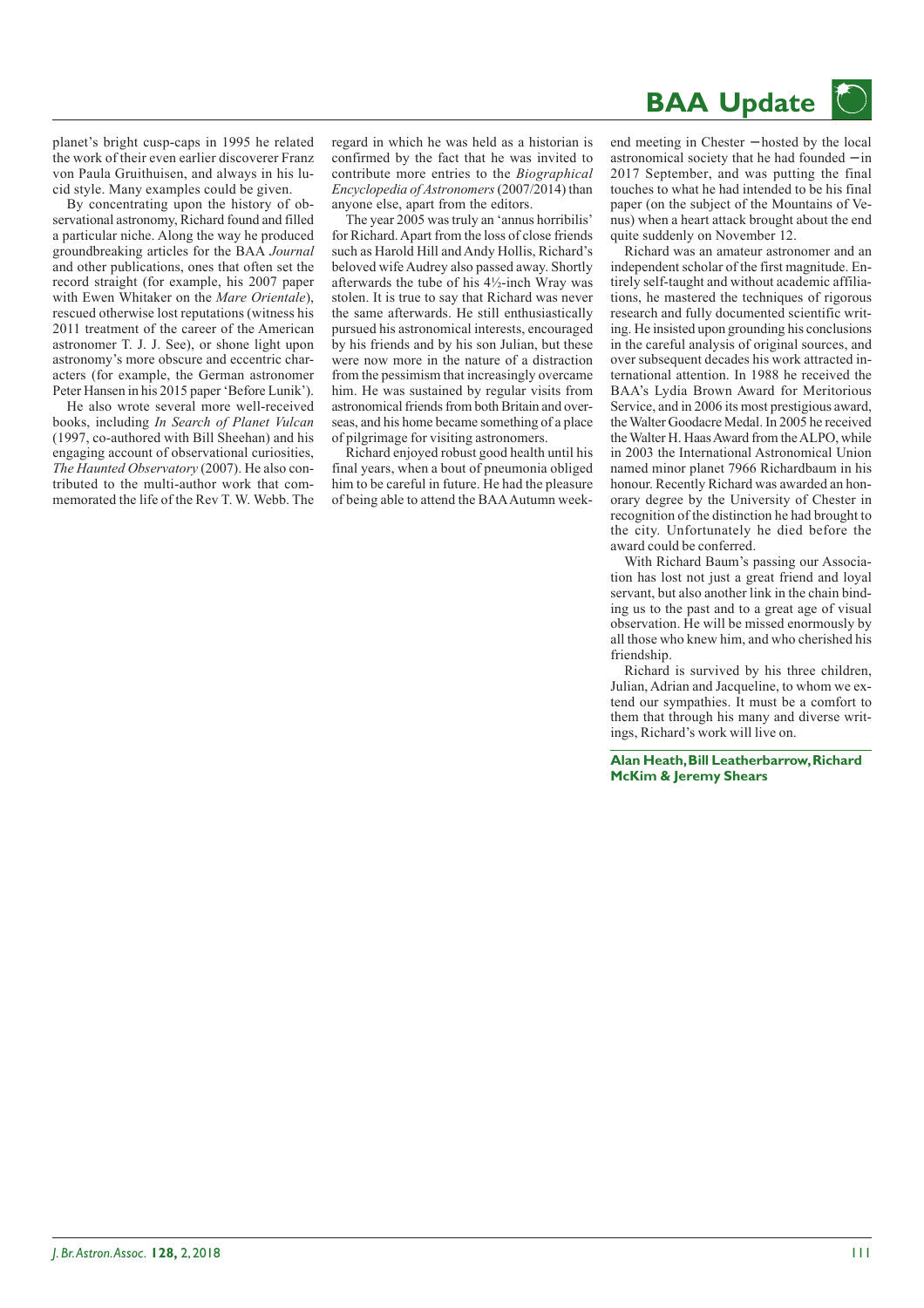planet's bright cusp-caps in 1995 he related the work of their even earlier discoverer Franz von Paula Gruithuisen, and always in his lucid style. Many examples could be given.

By concentrating upon the history of observational astronomy, Richard found and filled a particular niche. Along the way he produced groundbreaking articles for the BAA *Journal* and other publications, ones that often set the record straight (for example, his 2007 paper with Ewen Whitaker on the *Mare Orientale*), rescued otherwise lost reputations (witness his 2011 treatment of the career of the American astronomer T. J. J. See), or shone light upon astronomy's more obscure and eccentric characters (for example, the German astronomer Peter Hansen in his 2015 paper 'Before Lunik').

He also wrote several more well-received books, including *In Search of Planet Vulcan* (1997, co-authored with Bill Sheehan) and his engaging account of observational curiosities, *The Haunted Observatory* (2007). He also contributed to the multi-author work that commemorated the life of the Rev T. W. Webb. The regard in which he was held as a historian is confirmed by the fact that he was invited to contribute more entries to the *Biographical Encyclopedia of Astronomers* (2007/2014) than anyone else, apart from the editors.

The year 2005 was truly an 'annus horribilis' for Richard. Apart from the loss of close friends such as Harold Hill and Andy Hollis, Richard's beloved wife Audrey also passed away. Shortly afterwards the tube of his 4½-inch Wray was stolen. It is true to say that Richard was never the same afterwards. He still enthusiastically pursued his astronomical interests, encouraged by his friends and by his son Julian, but these were now more in the nature of a distraction from the pessimism that increasingly overcame him. He was sustained by regular visits from astronomical friends from both Britain and overseas, and his home became something of a place of pilgrimage for visiting astronomers.

Richard enjoyed robust good health until his final years, when a bout of pneumonia obliged him to be careful in future. He had the pleasure of being able to attend the BAA Autumn weekend meeting in Chester – hosted by the local astronomical society that he had founded – in 2017 September, and was putting the final touches to what he had intended to be his final paper (on the subject of the Mountains of Venus) when a heart attack brought about the end quite suddenly on November 12.

Richard was an amateur astronomer and an independent scholar of the first magnitude. Entirely self-taught and without academic affiliations, he mastered the techniques of rigorous research and fully documented scientific writing. He insisted upon grounding his conclusions in the careful analysis of original sources, and over subsequent decades his work attracted international attention. In 1988 he received the BAA's Lydia Brown Award for Meritorious Service, and in 2006 its most prestigious award, the Walter Goodacre Medal. In 2005 he received the Walter H. Haas Award from the ALPO, while in 2003 the International Astronomical Union named minor planet 7966 Richardbaum in his honour. Recently Richard was awarded an honorary degree by the University of Chester in recognition of the distinction he had brought to the city. Unfortunately he died before the award could be conferred.

With Richard Baum's passing our Association has lost not just a great friend and loyal servant, but also another link in the chain binding us to the past and to a great age of visual observation. He will be missed enormously by all those who knew him, and who cherished his friendship.

Richard is survived by his three children, Julian, Adrian and Jacqueline, to whom we extend our sympathies. It must be a comfort to them that through his many and diverse writings, Richard's work will live on.

**Alan Heath, Bill Leatherbarrow, Richard McKim & Jeremy Shears**